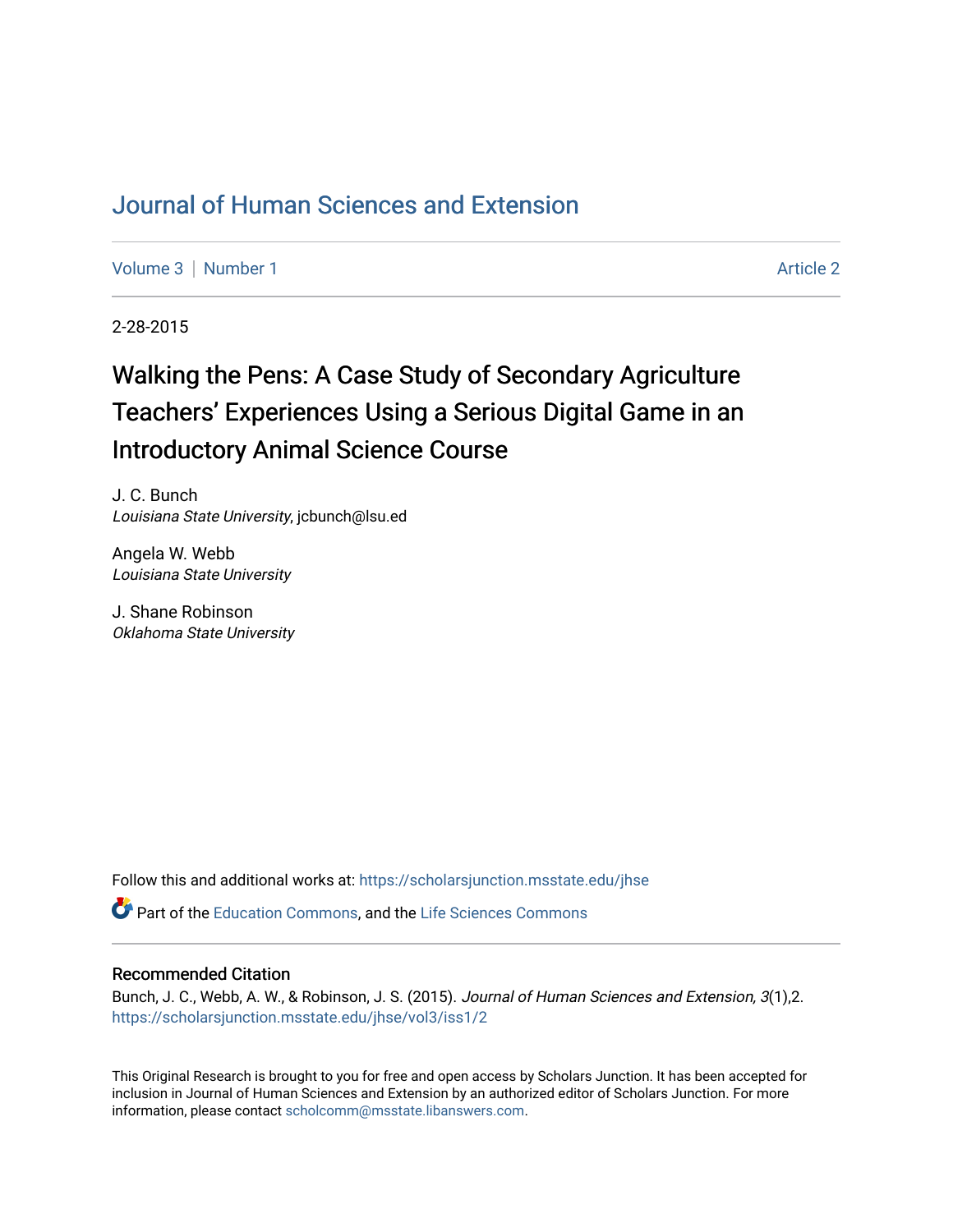# Journal of Human Sciences and Extension

Volume 3 | Number 1 Article 2

2-28-2015

## Walking the Pens: A Case Study of Secondary Agriculture Teachers' Experiences Using a Serious Digital Game in an Introductory Animal Science Course

J. C. Bunch
*Louisiana State University*, jcbunch@lsu.ed

Angela W. Webb
*Louisiana State University*

J. Shane Robinson
*Oklahoma State University*

Follow this and additional works at: https://scholarsjunction.msstate.edu/jhse

Part of the Education Commons, and the Life Sciences Commons

### Recommended Citation

Bunch, J. C., Webb, A. W., & Robinson, J. S. (2015). *Journal of Human Sciences and Extension, 3*(1),2. https://scholarsjunction.msstate.edu/jhse/vol3/iss1/2

This Original Research is brought to you for free and open access by Scholars Junction. It has been accepted for inclusion in Journal of Human Sciences and Extension by an authorized editor of Scholars Junction. For more information, please contact scholcomm@msstate.libanswers.com.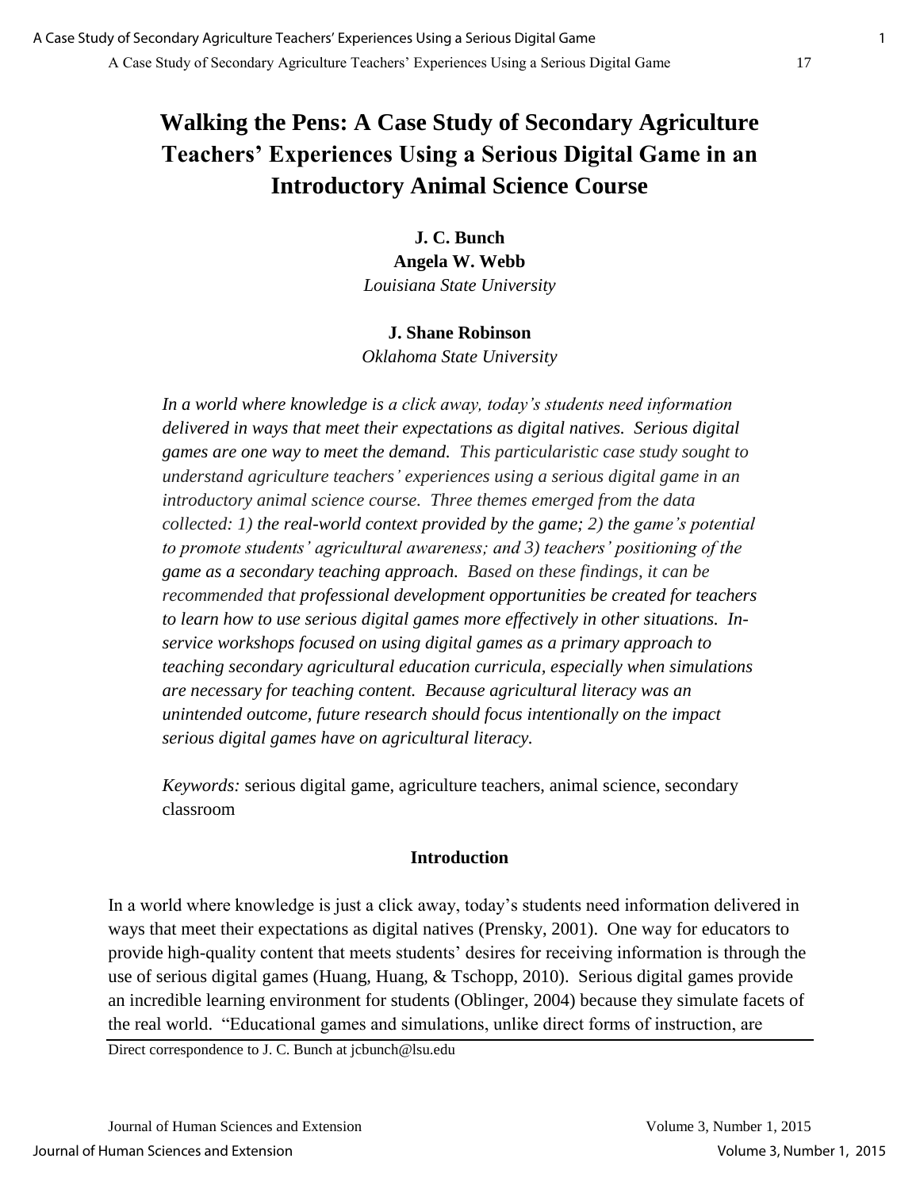# Walking the Pens: A Case Study of Secondary Agriculture Teachers' Experiences Using a Serious Digital Game in an Introductory Animal Science Course

**J. C. Bunch**
**Angela W. Webb**
*Louisiana State University*

**J. Shane Robinson**
*Oklahoma State University*

*In a world where knowledge is a click away, today's students need information delivered in ways that meet their expectations as digital natives. Serious digital games are one way to meet the demand. This particularistic case study sought to understand agriculture teachers' experiences using a serious digital game in an introductory animal science course. Three themes emerged from the data collected: 1) the real-world context provided by the game; 2) the game's potential to promote students' agricultural awareness; and 3) teachers' positioning of the game as a secondary teaching approach. Based on these findings, it can be recommended that professional development opportunities be created for teachers to learn how to use serious digital games more effectively in other situations. In-service workshops focused on using digital games as a primary approach to teaching secondary agricultural education curricula, especially when simulations are necessary for teaching content. Because agricultural literacy was an unintended outcome, future research should focus intentionally on the impact serious digital games have on agricultural literacy.*

*Keywords:* serious digital game, agriculture teachers, animal science, secondary classroom

## Introduction

In a world where knowledge is just a click away, today's students need information delivered in ways that meet their expectations as digital natives (Prensky, 2001). One way for educators to provide high-quality content that meets students' desires for receiving information is through the use of serious digital games (Huang, Huang, & Tschopp, 2010). Serious digital games provide an incredible learning environment for students (Oblinger, 2004) because they simulate facets of the real world. "Educational games and simulations, unlike direct forms of instruction, are

Direct correspondence to J. C. Bunch at jcbunch@lsu.edu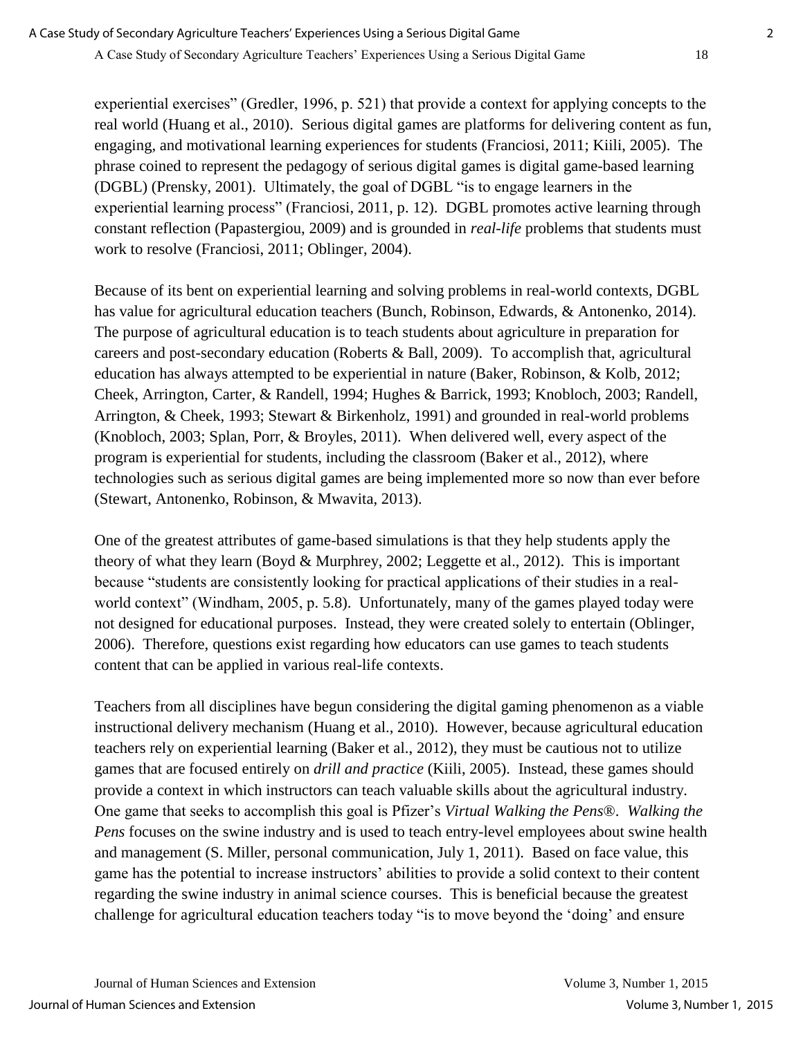experiential exercises" (Gredler, 1996, p. 521) that provide a context for applying concepts to the real world (Huang et al., 2010). Serious digital games are platforms for delivering content as fun, engaging, and motivational learning experiences for students (Franciosi, 2011; Kiili, 2005). The phrase coined to represent the pedagogy of serious digital games is digital game-based learning (DGBL) (Prensky, 2001). Ultimately, the goal of DGBL "is to engage learners in the experiential learning process" (Franciosi, 2011, p. 12). DGBL promotes active learning through constant reflection (Papastergiou, 2009) and is grounded in *real-life* problems that students must work to resolve (Franciosi, 2011; Oblinger, 2004).

Because of its bent on experiential learning and solving problems in real-world contexts, DGBL has value for agricultural education teachers (Bunch, Robinson, Edwards, & Antonenko, 2014). The purpose of agricultural education is to teach students about agriculture in preparation for careers and post-secondary education (Roberts & Ball, 2009). To accomplish that, agricultural education has always attempted to be experiential in nature (Baker, Robinson, & Kolb, 2012; Cheek, Arrington, Carter, & Randell, 1994; Hughes & Barrick, 1993; Knobloch, 2003; Randell, Arrington, & Cheek, 1993; Stewart & Birkenholz, 1991) and grounded in real-world problems (Knobloch, 2003; Splan, Porr, & Broyles, 2011). When delivered well, every aspect of the program is experiential for students, including the classroom (Baker et al., 2012), where technologies such as serious digital games are being implemented more so now than ever before (Stewart, Antonenko, Robinson, & Mwavita, 2013).

One of the greatest attributes of game-based simulations is that they help students apply the theory of what they learn (Boyd & Murphrey, 2002; Leggette et al., 2012). This is important because "students are consistently looking for practical applications of their studies in a real-world context" (Windham, 2005, p. 5.8). Unfortunately, many of the games played today were not designed for educational purposes. Instead, they were created solely to entertain (Oblinger, 2006). Therefore, questions exist regarding how educators can use games to teach students content that can be applied in various real-life contexts.

Teachers from all disciplines have begun considering the digital gaming phenomenon as a viable instructional delivery mechanism (Huang et al., 2010). However, because agricultural education teachers rely on experiential learning (Baker et al., 2012), they must be cautious not to utilize games that are focused entirely on *drill and practice* (Kiili, 2005). Instead, these games should provide a context in which instructors can teach valuable skills about the agricultural industry. One game that seeks to accomplish this goal is Pfizer's *Virtual Walking the Pens®*. *Walking the Pens* focuses on the swine industry and is used to teach entry-level employees about swine health and management (S. Miller, personal communication, July 1, 2011). Based on face value, this game has the potential to increase instructors' abilities to provide a solid context to their content regarding the swine industry in animal science courses. This is beneficial because the greatest challenge for agricultural education teachers today "is to move beyond the 'doing' and ensure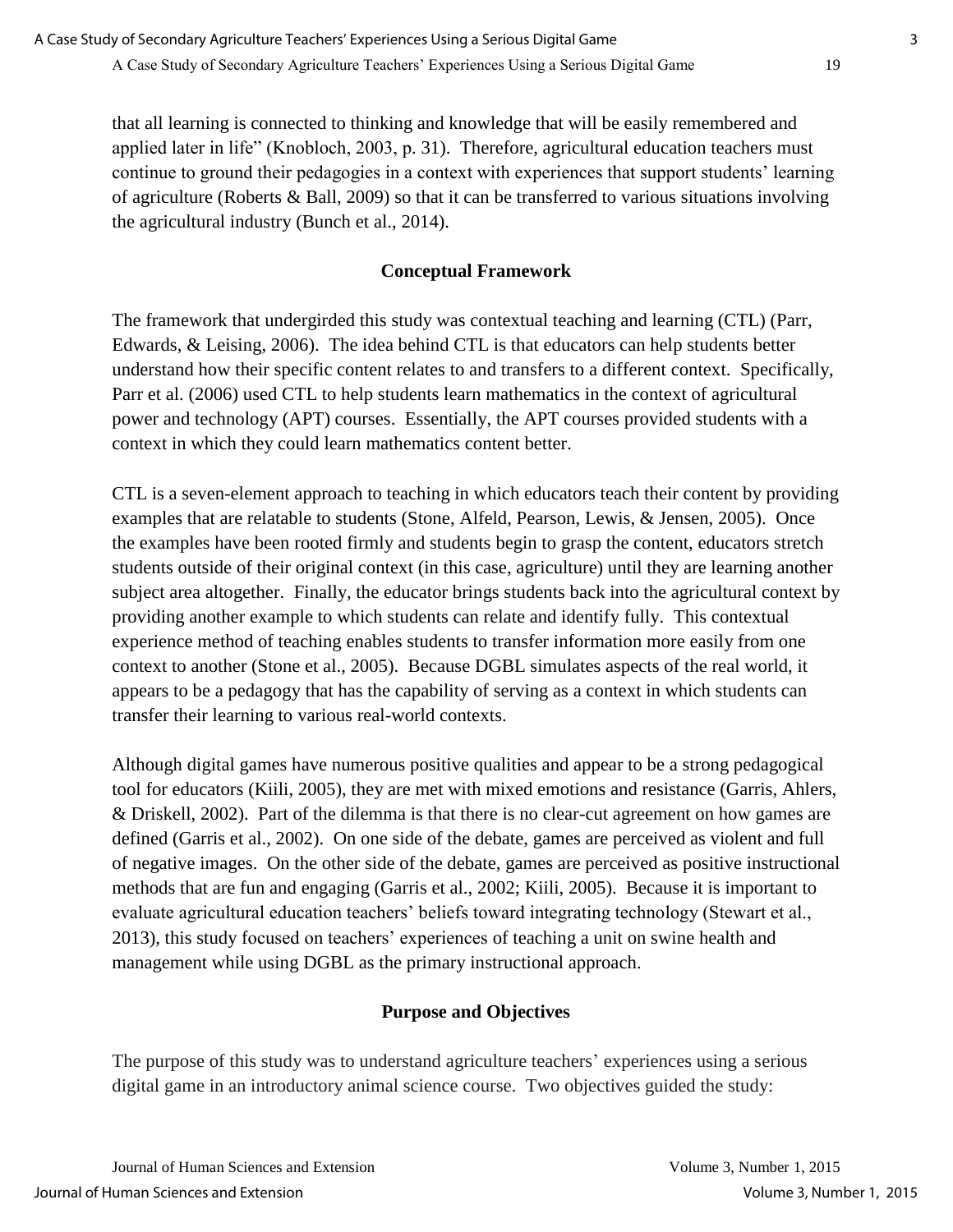that all learning is connected to thinking and knowledge that will be easily remembered and applied later in life" (Knobloch, 2003, p. 31). Therefore, agricultural education teachers must continue to ground their pedagogies in a context with experiences that support students' learning of agriculture (Roberts & Ball, 2009) so that it can be transferred to various situations involving the agricultural industry (Bunch et al., 2014).

## Conceptual Framework

The framework that undergirded this study was contextual teaching and learning (CTL) (Parr, Edwards, & Leising, 2006). The idea behind CTL is that educators can help students better understand how their specific content relates to and transfers to a different context. Specifically, Parr et al. (2006) used CTL to help students learn mathematics in the context of agricultural power and technology (APT) courses. Essentially, the APT courses provided students with a context in which they could learn mathematics content better.

CTL is a seven-element approach to teaching in which educators teach their content by providing examples that are relatable to students (Stone, Alfeld, Pearson, Lewis, & Jensen, 2005). Once the examples have been rooted firmly and students begin to grasp the content, educators stretch students outside of their original context (in this case, agriculture) until they are learning another subject area altogether. Finally, the educator brings students back into the agricultural context by providing another example to which students can relate and identify fully. This contextual experience method of teaching enables students to transfer information more easily from one context to another (Stone et al., 2005). Because DGBL simulates aspects of the real world, it appears to be a pedagogy that has the capability of serving as a context in which students can transfer their learning to various real-world contexts.

Although digital games have numerous positive qualities and appear to be a strong pedagogical tool for educators (Kiili, 2005), they are met with mixed emotions and resistance (Garris, Ahlers, & Driskell, 2002). Part of the dilemma is that there is no clear-cut agreement on how games are defined (Garris et al., 2002). On one side of the debate, games are perceived as violent and full of negative images. On the other side of the debate, games are perceived as positive instructional methods that are fun and engaging (Garris et al., 2002; Kiili, 2005). Because it is important to evaluate agricultural education teachers' beliefs toward integrating technology (Stewart et al., 2013), this study focused on teachers' experiences of teaching a unit on swine health and management while using DGBL as the primary instructional approach.

## Purpose and Objectives

The purpose of this study was to understand agriculture teachers' experiences using a serious digital game in an introductory animal science course. Two objectives guided the study: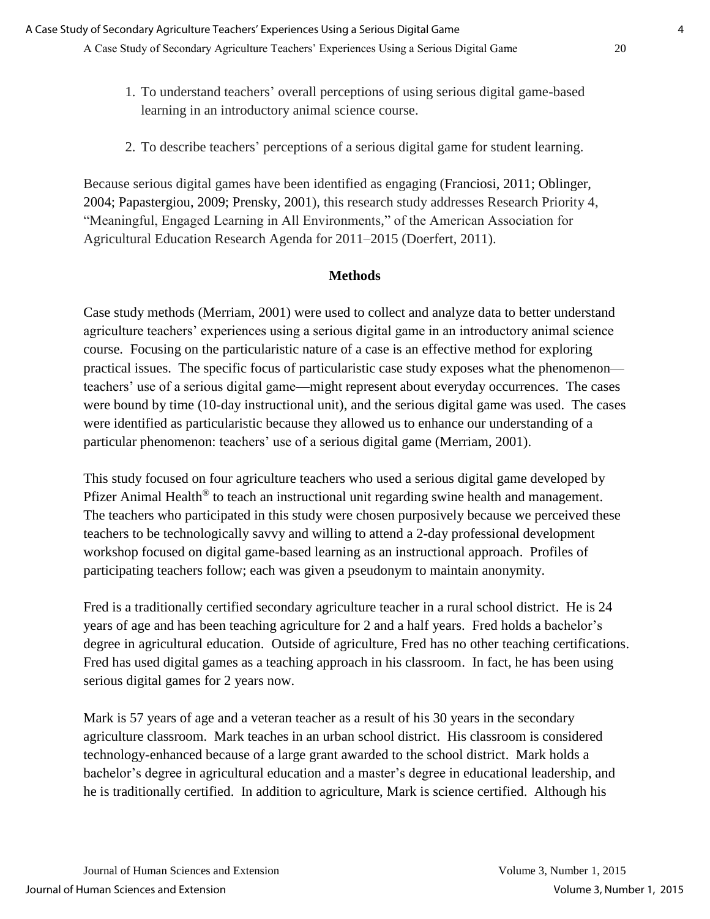1. To understand teachers' overall perceptions of using serious digital game-based learning in an introductory animal science course.

2. To describe teachers' perceptions of a serious digital game for student learning.

Because serious digital games have been identified as engaging (Franciosi, 2011; Oblinger, 2004; Papastergiou, 2009; Prensky, 2001), this research study addresses Research Priority 4, "Meaningful, Engaged Learning in All Environments," of the American Association for Agricultural Education Research Agenda for 2011–2015 (Doerfert, 2011).

## Methods

Case study methods (Merriam, 2001) were used to collect and analyze data to better understand agriculture teachers' experiences using a serious digital game in an introductory animal science course. Focusing on the particularistic nature of a case is an effective method for exploring practical issues. The specific focus of particularistic case study exposes what the phenomenon—teachers' use of a serious digital game—might represent about everyday occurrences. The cases were bound by time (10-day instructional unit), and the serious digital game was used. The cases were identified as particularistic because they allowed us to enhance our understanding of a particular phenomenon: teachers' use of a serious digital game (Merriam, 2001).

This study focused on four agriculture teachers who used a serious digital game developed by Pfizer Animal Health® to teach an instructional unit regarding swine health and management. The teachers who participated in this study were chosen purposively because we perceived these teachers to be technologically savvy and willing to attend a 2-day professional development workshop focused on digital game-based learning as an instructional approach. Profiles of participating teachers follow; each was given a pseudonym to maintain anonymity.

Fred is a traditionally certified secondary agriculture teacher in a rural school district. He is 24 years of age and has been teaching agriculture for 2 and a half years. Fred holds a bachelor's degree in agricultural education. Outside of agriculture, Fred has no other teaching certifications. Fred has used digital games as a teaching approach in his classroom. In fact, he has been using serious digital games for 2 years now.

Mark is 57 years of age and a veteran teacher as a result of his 30 years in the secondary agriculture classroom. Mark teaches in an urban school district. His classroom is considered technology-enhanced because of a large grant awarded to the school district. Mark holds a bachelor's degree in agricultural education and a master's degree in educational leadership, and he is traditionally certified. In addition to agriculture, Mark is science certified. Although his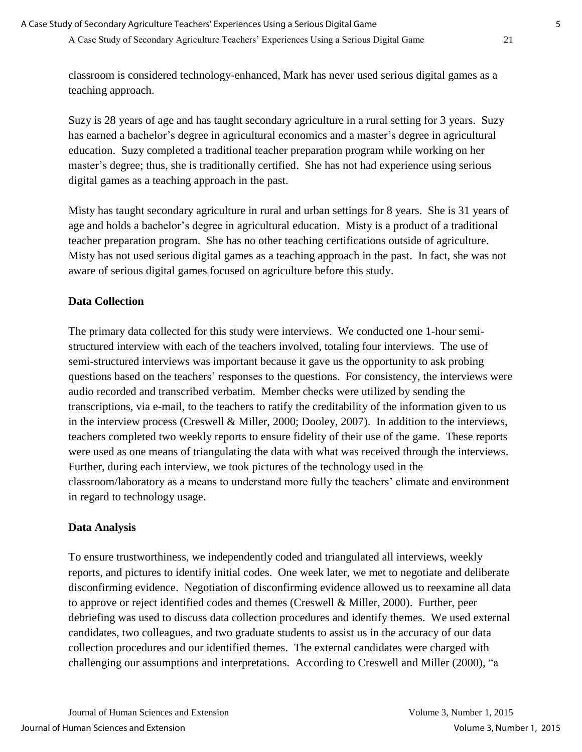classroom is considered technology-enhanced, Mark has never used serious digital games as a teaching approach.

Suzy is 28 years of age and has taught secondary agriculture in a rural setting for 3 years. Suzy has earned a bachelor's degree in agricultural economics and a master's degree in agricultural education. Suzy completed a traditional teacher preparation program while working on her master's degree; thus, she is traditionally certified. She has not had experience using serious digital games as a teaching approach in the past.

Misty has taught secondary agriculture in rural and urban settings for 8 years. She is 31 years of age and holds a bachelor's degree in agricultural education. Misty is a product of a traditional teacher preparation program. She has no other teaching certifications outside of agriculture. Misty has not used serious digital games as a teaching approach in the past. In fact, she was not aware of serious digital games focused on agriculture before this study.

### Data Collection

The primary data collected for this study were interviews. We conducted one 1-hour semi-structured interview with each of the teachers involved, totaling four interviews. The use of semi-structured interviews was important because it gave us the opportunity to ask probing questions based on the teachers' responses to the questions. For consistency, the interviews were audio recorded and transcribed verbatim. Member checks were utilized by sending the transcriptions, via e-mail, to the teachers to ratify the creditability of the information given to us in the interview process (Creswell & Miller, 2000; Dooley, 2007). In addition to the interviews, teachers completed two weekly reports to ensure fidelity of their use of the game. These reports were used as one means of triangulating the data with what was received through the interviews. Further, during each interview, we took pictures of the technology used in the classroom/laboratory as a means to understand more fully the teachers' climate and environment in regard to technology usage.

### Data Analysis

To ensure trustworthiness, we independently coded and triangulated all interviews, weekly reports, and pictures to identify initial codes. One week later, we met to negotiate and deliberate disconfirming evidence. Negotiation of disconfirming evidence allowed us to reexamine all data to approve or reject identified codes and themes (Creswell & Miller, 2000). Further, peer debriefing was used to discuss data collection procedures and identify themes. We used external candidates, two colleagues, and two graduate students to assist us in the accuracy of our data collection procedures and our identified themes. The external candidates were charged with challenging our assumptions and interpretations. According to Creswell and Miller (2000), "a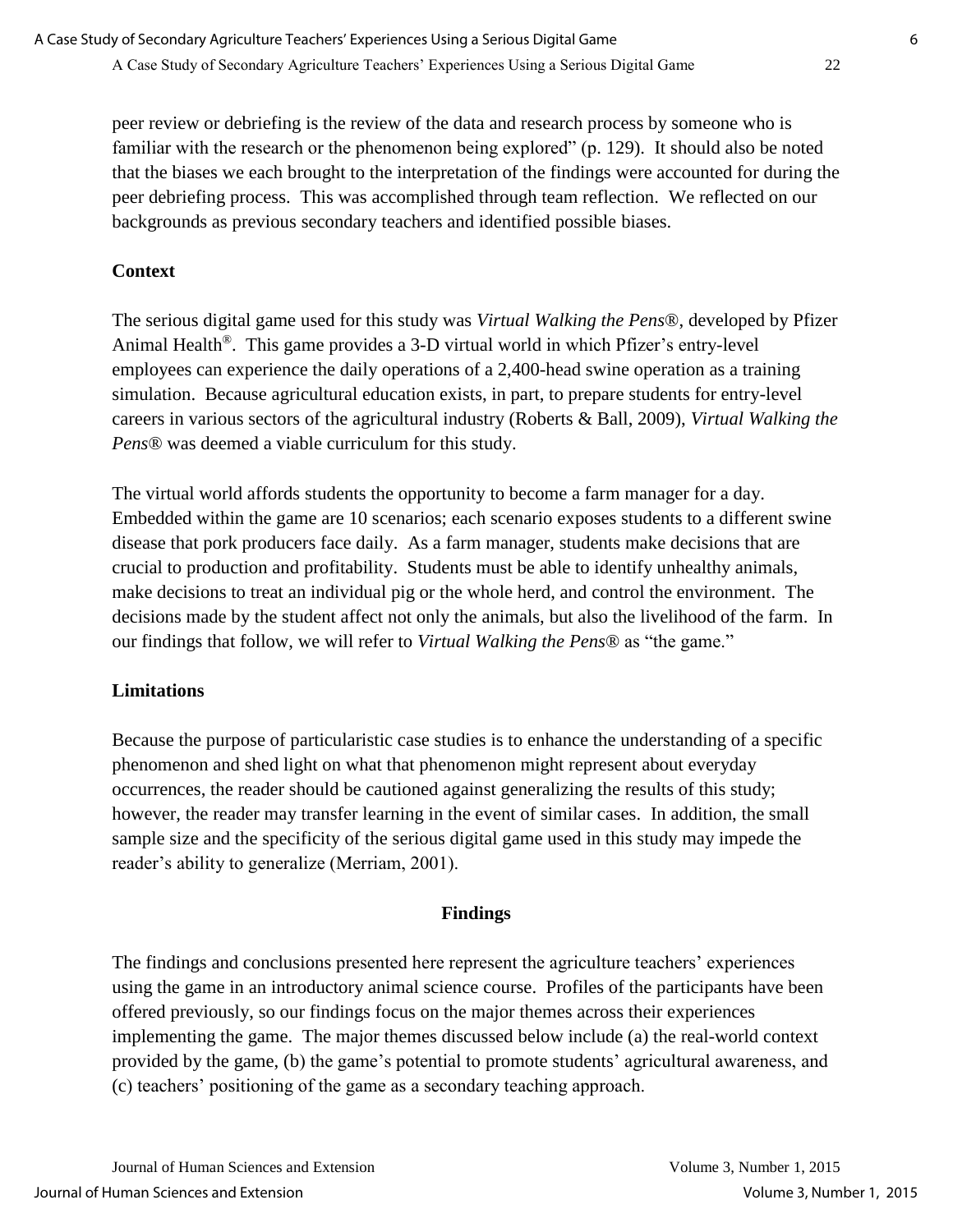peer review or debriefing is the review of the data and research process by someone who is familiar with the research or the phenomenon being explored" (p. 129). It should also be noted that the biases we each brought to the interpretation of the findings were accounted for during the peer debriefing process. This was accomplished through team reflection. We reflected on our backgrounds as previous secondary teachers and identified possible biases.

### Context

The serious digital game used for this study was *Virtual Walking the Pens*®, developed by Pfizer Animal Health®. This game provides a 3-D virtual world in which Pfizer's entry-level employees can experience the daily operations of a 2,400-head swine operation as a training simulation. Because agricultural education exists, in part, to prepare students for entry-level careers in various sectors of the agricultural industry (Roberts & Ball, 2009), *Virtual Walking the Pens*® was deemed a viable curriculum for this study.

The virtual world affords students the opportunity to become a farm manager for a day. Embedded within the game are 10 scenarios; each scenario exposes students to a different swine disease that pork producers face daily. As a farm manager, students make decisions that are crucial to production and profitability. Students must be able to identify unhealthy animals, make decisions to treat an individual pig or the whole herd, and control the environment. The decisions made by the student affect not only the animals, but also the livelihood of the farm. In our findings that follow, we will refer to *Virtual Walking the Pens*® as "the game."

### Limitations

Because the purpose of particularistic case studies is to enhance the understanding of a specific phenomenon and shed light on what that phenomenon might represent about everyday occurrences, the reader should be cautioned against generalizing the results of this study; however, the reader may transfer learning in the event of similar cases. In addition, the small sample size and the specificity of the serious digital game used in this study may impede the reader's ability to generalize (Merriam, 2001).

## Findings

The findings and conclusions presented here represent the agriculture teachers' experiences using the game in an introductory animal science course. Profiles of the participants have been offered previously, so our findings focus on the major themes across their experiences implementing the game. The major themes discussed below include (a) the real-world context provided by the game, (b) the game's potential to promote students' agricultural awareness, and (c) teachers' positioning of the game as a secondary teaching approach.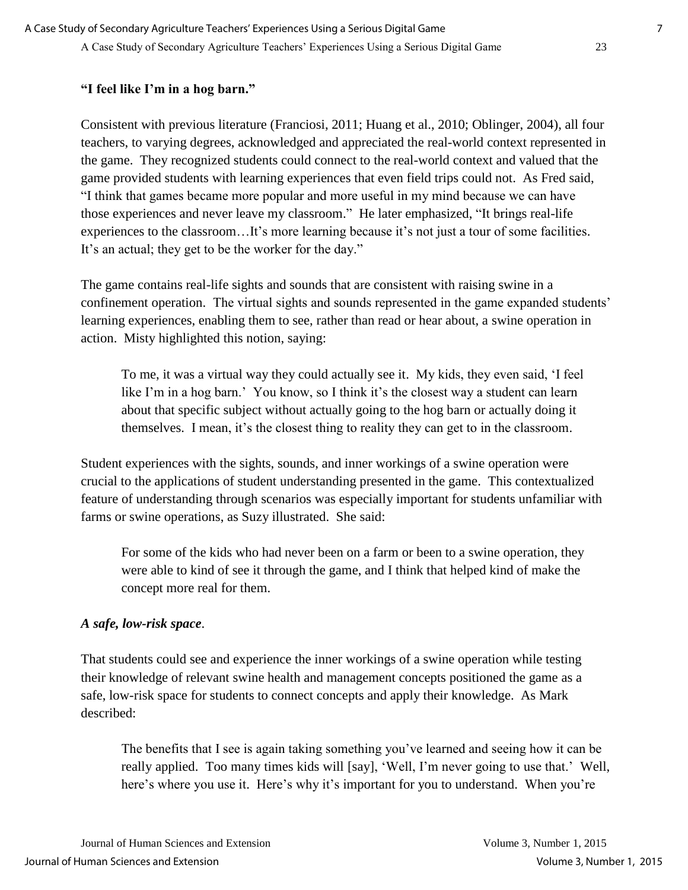**"I feel like I'm in a hog barn."**

Consistent with previous literature (Franciosi, 2011; Huang et al., 2010; Oblinger, 2004), all four teachers, to varying degrees, acknowledged and appreciated the real-world context represented in the game. They recognized students could connect to the real-world context and valued that the game provided students with learning experiences that even field trips could not. As Fred said, "I think that games became more popular and more useful in my mind because we can have those experiences and never leave my classroom." He later emphasized, "It brings real-life experiences to the classroom…It's more learning because it's not just a tour of some facilities. It's an actual; they get to be the worker for the day."

The game contains real-life sights and sounds that are consistent with raising swine in a confinement operation. The virtual sights and sounds represented in the game expanded students' learning experiences, enabling them to see, rather than read or hear about, a swine operation in action. Misty highlighted this notion, saying:

> To me, it was a virtual way they could actually see it. My kids, they even said, 'I feel like I'm in a hog barn.' You know, so I think it's the closest way a student can learn about that specific subject without actually going to the hog barn or actually doing it themselves. I mean, it's the closest thing to reality they can get to in the classroom.

Student experiences with the sights, sounds, and inner workings of a swine operation were crucial to the applications of student understanding presented in the game. This contextualized feature of understanding through scenarios was especially important for students unfamiliar with farms or swine operations, as Suzy illustrated. She said:

> For some of the kids who had never been on a farm or been to a swine operation, they were able to kind of see it through the game, and I think that helped kind of make the concept more real for them.

***A safe, low-risk space***.

That students could see and experience the inner workings of a swine operation while testing their knowledge of relevant swine health and management concepts positioned the game as a safe, low-risk space for students to connect concepts and apply their knowledge. As Mark described:

> The benefits that I see is again taking something you've learned and seeing how it can be really applied. Too many times kids will [say], 'Well, I'm never going to use that.' Well, here's where you use it. Here's why it's important for you to understand. When you're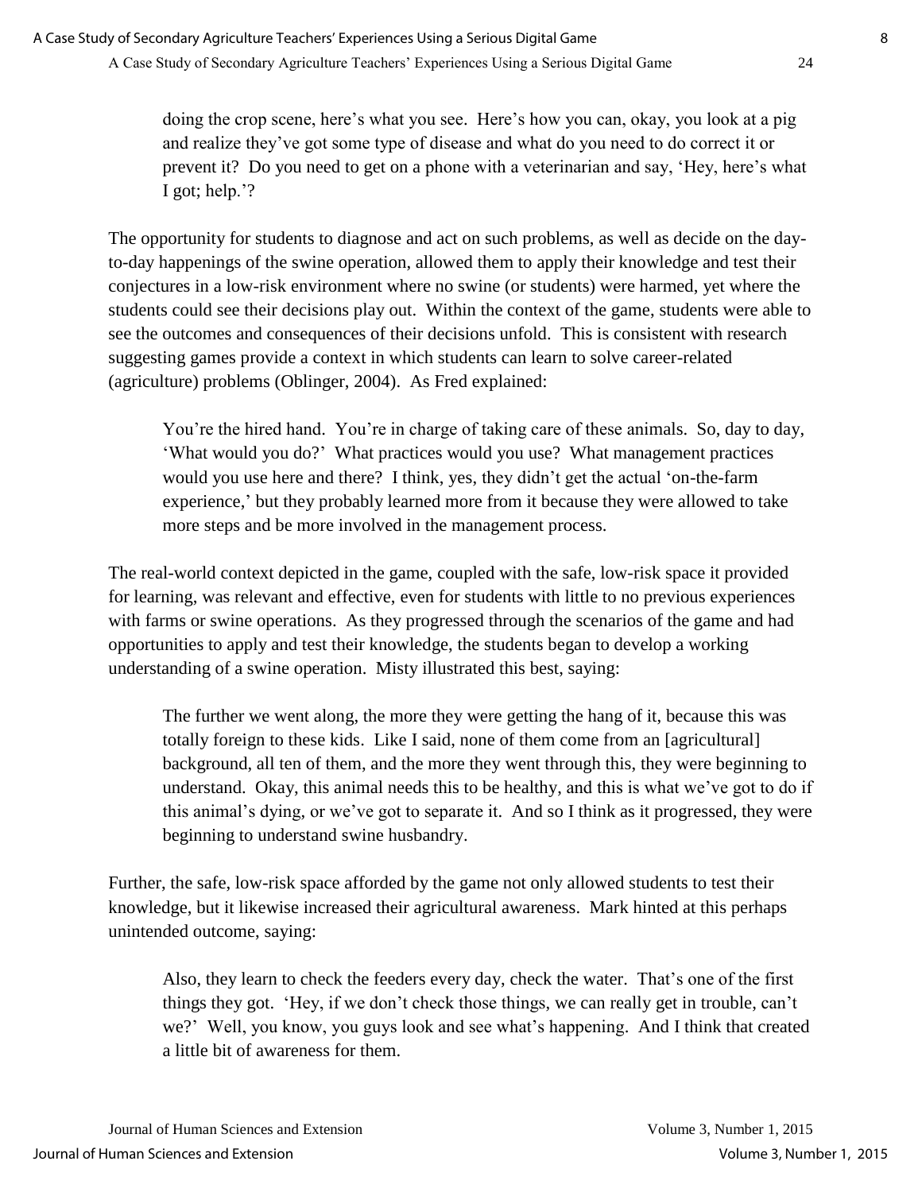> doing the crop scene, here's what you see. Here's how you can, okay, you look at a pig and realize they've got some type of disease and what do you need to do correct it or prevent it? Do you need to get on a phone with a veterinarian and say, 'Hey, here's what I got; help.'?

The opportunity for students to diagnose and act on such problems, as well as decide on the day-to-day happenings of the swine operation, allowed them to apply their knowledge and test their conjectures in a low-risk environment where no swine (or students) were harmed, yet where the students could see their decisions play out. Within the context of the game, students were able to see the outcomes and consequences of their decisions unfold. This is consistent with research suggesting games provide a context in which students can learn to solve career-related (agriculture) problems (Oblinger, 2004). As Fred explained:

> You're the hired hand. You're in charge of taking care of these animals. So, day to day, 'What would you do?' What practices would you use? What management practices would you use here and there? I think, yes, they didn't get the actual 'on-the-farm experience,' but they probably learned more from it because they were allowed to take more steps and be more involved in the management process.

The real-world context depicted in the game, coupled with the safe, low-risk space it provided for learning, was relevant and effective, even for students with little to no previous experiences with farms or swine operations. As they progressed through the scenarios of the game and had opportunities to apply and test their knowledge, the students began to develop a working understanding of a swine operation. Misty illustrated this best, saying:

> The further we went along, the more they were getting the hang of it, because this was totally foreign to these kids. Like I said, none of them come from an [agricultural] background, all ten of them, and the more they went through this, they were beginning to understand. Okay, this animal needs this to be healthy, and this is what we've got to do if this animal's dying, or we've got to separate it. And so I think as it progressed, they were beginning to understand swine husbandry.

Further, the safe, low-risk space afforded by the game not only allowed students to test their knowledge, but it likewise increased their agricultural awareness. Mark hinted at this perhaps unintended outcome, saying:

> Also, they learn to check the feeders every day, check the water. That's one of the first things they got. 'Hey, if we don't check those things, we can really get in trouble, can't we?' Well, you know, you guys look and see what's happening. And I think that created a little bit of awareness for them.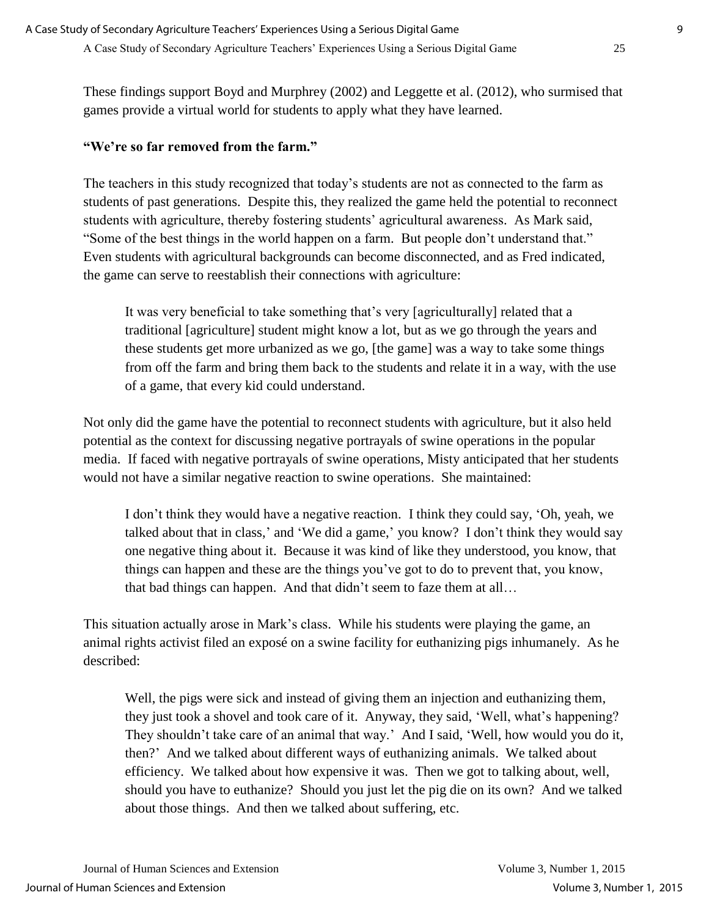These findings support Boyd and Murphrey (2002) and Leggette et al. (2012), who surmised that games provide a virtual world for students to apply what they have learned.

**"We're so far removed from the farm."**

The teachers in this study recognized that today's students are not as connected to the farm as students of past generations. Despite this, they realized the game held the potential to reconnect students with agriculture, thereby fostering students' agricultural awareness. As Mark said, "Some of the best things in the world happen on a farm. But people don't understand that." Even students with agricultural backgrounds can become disconnected, and as Fred indicated, the game can serve to reestablish their connections with agriculture:

> It was very beneficial to take something that's very [agriculturally] related that a traditional [agriculture] student might know a lot, but as we go through the years and these students get more urbanized as we go, [the game] was a way to take some things from off the farm and bring them back to the students and relate it in a way, with the use of a game, that every kid could understand.

Not only did the game have the potential to reconnect students with agriculture, but it also held potential as the context for discussing negative portrayals of swine operations in the popular media. If faced with negative portrayals of swine operations, Misty anticipated that her students would not have a similar negative reaction to swine operations. She maintained:

> I don't think they would have a negative reaction. I think they could say, 'Oh, yeah, we talked about that in class,' and 'We did a game,' you know? I don't think they would say one negative thing about it. Because it was kind of like they understood, you know, that things can happen and these are the things you've got to do to prevent that, you know, that bad things can happen. And that didn't seem to faze them at all…

This situation actually arose in Mark's class. While his students were playing the game, an animal rights activist filed an exposé on a swine facility for euthanizing pigs inhumanely. As he described:

> Well, the pigs were sick and instead of giving them an injection and euthanizing them, they just took a shovel and took care of it. Anyway, they said, 'Well, what's happening? They shouldn't take care of an animal that way.' And I said, 'Well, how would you do it, then?' And we talked about different ways of euthanizing animals. We talked about efficiency. We talked about how expensive it was. Then we got to talking about, well, should you have to euthanize? Should you just let the pig die on its own? And we talked about those things. And then we talked about suffering, etc.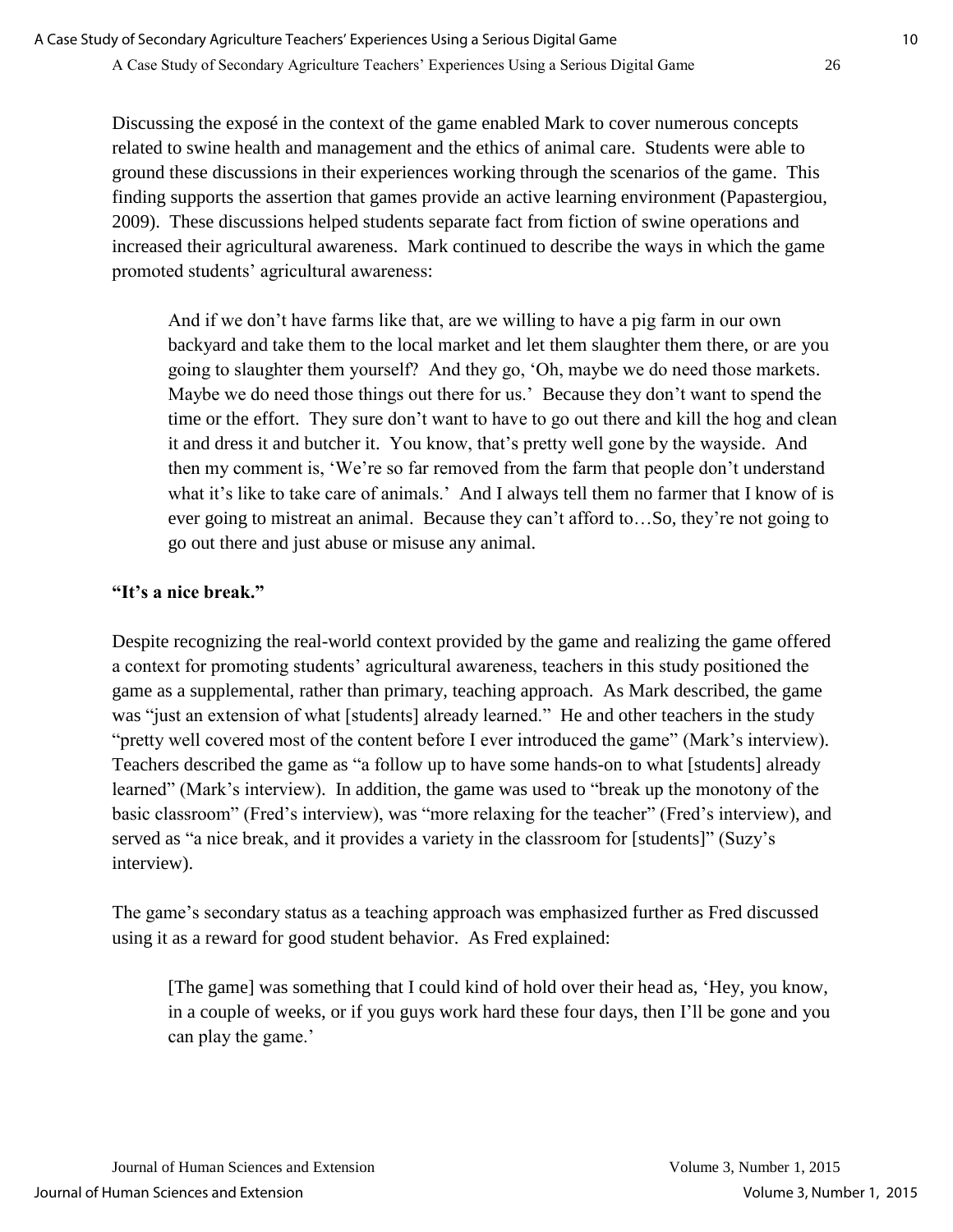Discussing the exposé in the context of the game enabled Mark to cover numerous concepts related to swine health and management and the ethics of animal care. Students were able to ground these discussions in their experiences working through the scenarios of the game. This finding supports the assertion that games provide an active learning environment (Papastergiou, 2009). These discussions helped students separate fact from fiction of swine operations and increased their agricultural awareness. Mark continued to describe the ways in which the game promoted students' agricultural awareness:

> And if we don't have farms like that, are we willing to have a pig farm in our own backyard and take them to the local market and let them slaughter them there, or are you going to slaughter them yourself? And they go, 'Oh, maybe we do need those markets. Maybe we do need those things out there for us.' Because they don't want to spend the time or the effort. They sure don't want to have to go out there and kill the hog and clean it and dress it and butcher it. You know, that's pretty well gone by the wayside. And then my comment is, 'We're so far removed from the farm that people don't understand what it's like to take care of animals.' And I always tell them no farmer that I know of is ever going to mistreat an animal. Because they can't afford to…So, they're not going to go out there and just abuse or misuse any animal.

### "It's a nice break."

Despite recognizing the real-world context provided by the game and realizing the game offered a context for promoting students' agricultural awareness, teachers in this study positioned the game as a supplemental, rather than primary, teaching approach. As Mark described, the game was "just an extension of what [students] already learned." He and other teachers in the study "pretty well covered most of the content before I ever introduced the game" (Mark's interview). Teachers described the game as "a follow up to have some hands-on to what [students] already learned" (Mark's interview). In addition, the game was used to "break up the monotony of the basic classroom" (Fred's interview), was "more relaxing for the teacher" (Fred's interview), and served as "a nice break, and it provides a variety in the classroom for [students]" (Suzy's interview).

The game's secondary status as a teaching approach was emphasized further as Fred discussed using it as a reward for good student behavior. As Fred explained:

> [The game] was something that I could kind of hold over their head as, 'Hey, you know, in a couple of weeks, or if you guys work hard these four days, then I'll be gone and you can play the game.'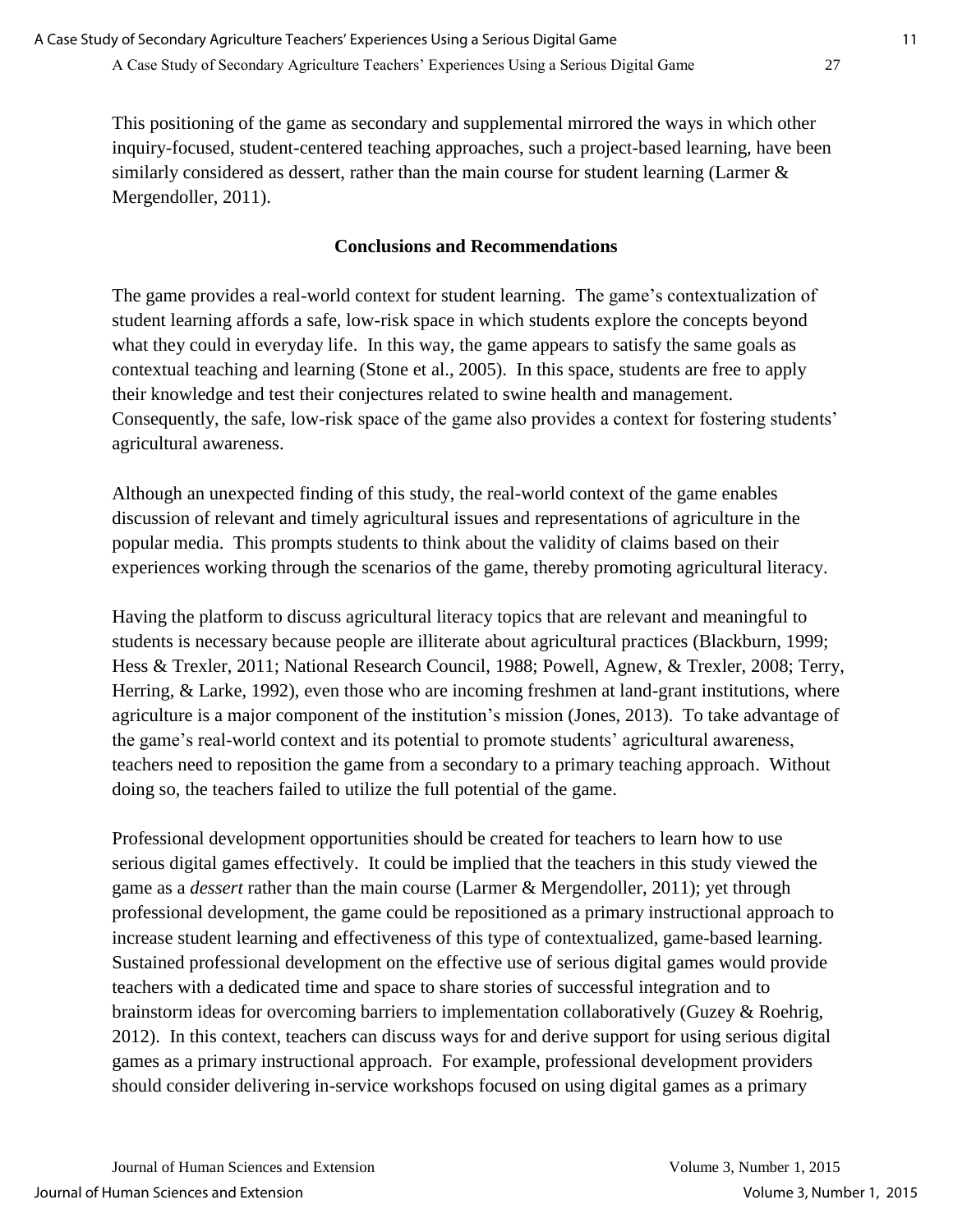This positioning of the game as secondary and supplemental mirrored the ways in which other inquiry-focused, student-centered teaching approaches, such a project-based learning, have been similarly considered as dessert, rather than the main course for student learning (Larmer & Mergendoller, 2011).

## Conclusions and Recommendations

The game provides a real-world context for student learning. The game's contextualization of student learning affords a safe, low-risk space in which students explore the concepts beyond what they could in everyday life. In this way, the game appears to satisfy the same goals as contextual teaching and learning (Stone et al., 2005). In this space, students are free to apply their knowledge and test their conjectures related to swine health and management. Consequently, the safe, low-risk space of the game also provides a context for fostering students' agricultural awareness.

Although an unexpected finding of this study, the real-world context of the game enables discussion of relevant and timely agricultural issues and representations of agriculture in the popular media. This prompts students to think about the validity of claims based on their experiences working through the scenarios of the game, thereby promoting agricultural literacy.

Having the platform to discuss agricultural literacy topics that are relevant and meaningful to students is necessary because people are illiterate about agricultural practices (Blackburn, 1999; Hess & Trexler, 2011; National Research Council, 1988; Powell, Agnew, & Trexler, 2008; Terry, Herring, & Larke, 1992), even those who are incoming freshmen at land-grant institutions, where agriculture is a major component of the institution's mission (Jones, 2013). To take advantage of the game's real-world context and its potential to promote students' agricultural awareness, teachers need to reposition the game from a secondary to a primary teaching approach. Without doing so, the teachers failed to utilize the full potential of the game.

Professional development opportunities should be created for teachers to learn how to use serious digital games effectively. It could be implied that the teachers in this study viewed the game as a *dessert* rather than the main course (Larmer & Mergendoller, 2011); yet through professional development, the game could be repositioned as a primary instructional approach to increase student learning and effectiveness of this type of contextualized, game-based learning. Sustained professional development on the effective use of serious digital games would provide teachers with a dedicated time and space to share stories of successful integration and to brainstorm ideas for overcoming barriers to implementation collaboratively (Guzey & Roehrig, 2012). In this context, teachers can discuss ways for and derive support for using serious digital games as a primary instructional approach. For example, professional development providers should consider delivering in-service workshops focused on using digital games as a primary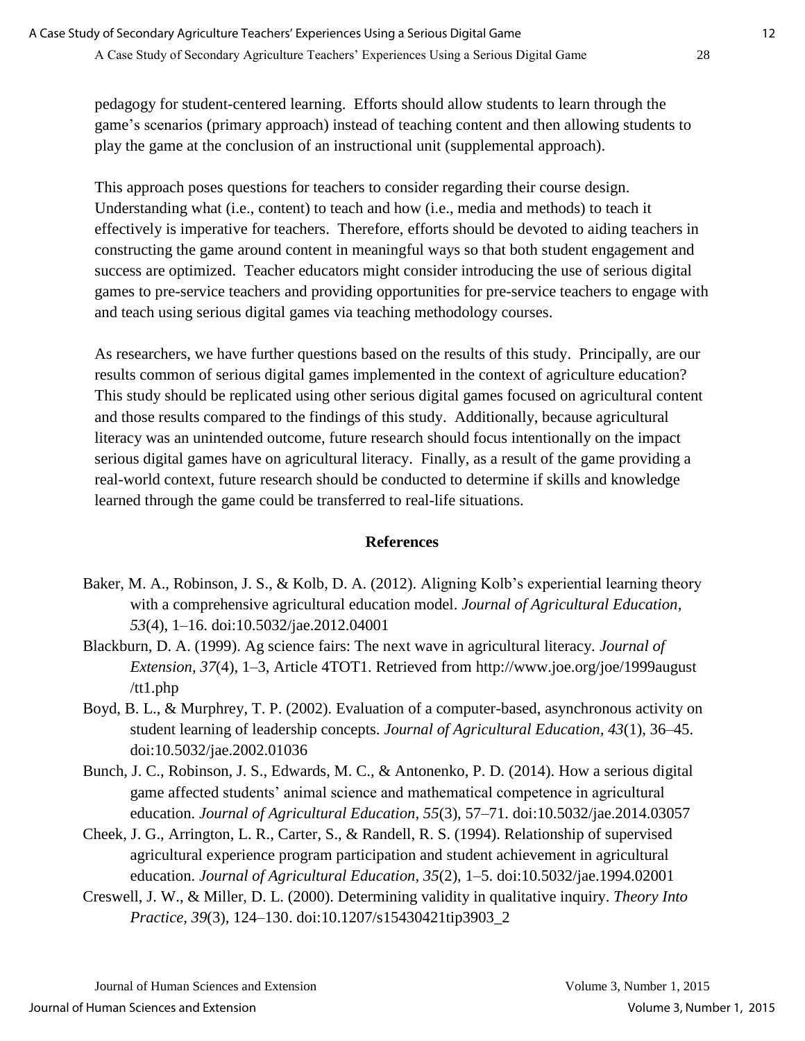pedagogy for student-centered learning. Efforts should allow students to learn through the game's scenarios (primary approach) instead of teaching content and then allowing students to play the game at the conclusion of an instructional unit (supplemental approach).

This approach poses questions for teachers to consider regarding their course design. Understanding what (i.e., content) to teach and how (i.e., media and methods) to teach it effectively is imperative for teachers. Therefore, efforts should be devoted to aiding teachers in constructing the game around content in meaningful ways so that both student engagement and success are optimized. Teacher educators might consider introducing the use of serious digital games to pre-service teachers and providing opportunities for pre-service teachers to engage with and teach using serious digital games via teaching methodology courses.

As researchers, we have further questions based on the results of this study. Principally, are our results common of serious digital games implemented in the context of agriculture education? This study should be replicated using other serious digital games focused on agricultural content and those results compared to the findings of this study. Additionally, because agricultural literacy was an unintended outcome, future research should focus intentionally on the impact serious digital games have on agricultural literacy. Finally, as a result of the game providing a real-world context, future research should be conducted to determine if skills and knowledge learned through the game could be transferred to real-life situations.

## References

Baker, M. A., Robinson, J. S., & Kolb, D. A. (2012). Aligning Kolb's experiential learning theory with a comprehensive agricultural education model. *Journal of Agricultural Education, 53*(4), 1–16. doi:10.5032/jae.2012.04001

Blackburn, D. A. (1999). Ag science fairs: The next wave in agricultural literacy. *Journal of Extension, 37*(4), 1–3, Article 4TOT1. Retrieved from http://www.joe.org/joe/1999august/tt1.php

Boyd, B. L., & Murphrey, T. P. (2002). Evaluation of a computer-based, asynchronous activity on student learning of leadership concepts. *Journal of Agricultural Education, 43*(1), 36–45. doi:10.5032/jae.2002.01036

Bunch, J. C., Robinson, J. S., Edwards, M. C., & Antonenko, P. D. (2014). How a serious digital game affected students' animal science and mathematical competence in agricultural education. *Journal of Agricultural Education, 55*(3), 57–71. doi:10.5032/jae.2014.03057

Cheek, J. G., Arrington, L. R., Carter, S., & Randell, R. S. (1994). Relationship of supervised agricultural experience program participation and student achievement in agricultural education. *Journal of Agricultural Education, 35*(2), 1–5. doi:10.5032/jae.1994.02001

Creswell, J. W., & Miller, D. L. (2000). Determining validity in qualitative inquiry. *Theory Into Practice, 39*(3), 124–130. doi:10.1207/s15430421tip3903_2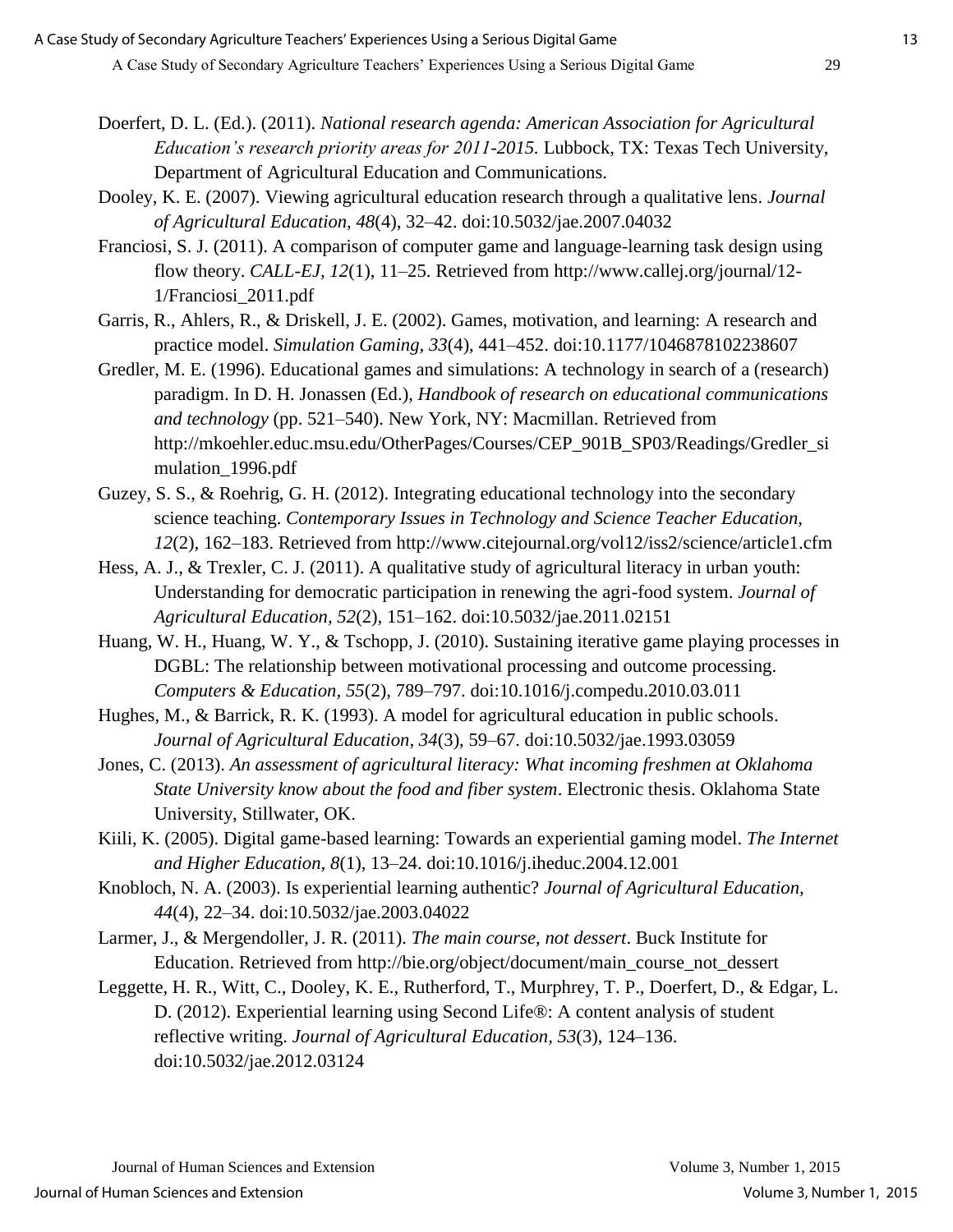Doerfert, D. L. (Ed.). (2011). *National research agenda: American Association for Agricultural Education's research priority areas for 2011-2015*. Lubbock, TX: Texas Tech University, Department of Agricultural Education and Communications.

Dooley, K. E. (2007). Viewing agricultural education research through a qualitative lens. *Journal of Agricultural Education, 48*(4), 32–42. doi:10.5032/jae.2007.04032

Franciosi, S. J. (2011). A comparison of computer game and language-learning task design using flow theory. *CALL-EJ, 12*(1), 11–25. Retrieved from http://www.callej.org/journal/12-1/Franciosi_2011.pdf

Garris, R., Ahlers, R., & Driskell, J. E. (2002). Games, motivation, and learning: A research and practice model. *Simulation Gaming, 33*(4), 441–452. doi:10.1177/1046878102238607

Gredler, M. E. (1996). Educational games and simulations: A technology in search of a (research) paradigm. In D. H. Jonassen (Ed.), *Handbook of research on educational communications and technology* (pp. 521–540). New York, NY: Macmillan. Retrieved from http://mkoehler.educ.msu.edu/OtherPages/Courses/CEP_901B_SP03/Readings/Gredler_simulation_1996.pdf

Guzey, S. S., & Roehrig, G. H. (2012). Integrating educational technology into the secondary science teaching. *Contemporary Issues in Technology and Science Teacher Education, 12*(2), 162–183. Retrieved from http://www.citejournal.org/vol12/iss2/science/article1.cfm

Hess, A. J., & Trexler, C. J. (2011). A qualitative study of agricultural literacy in urban youth: Understanding for democratic participation in renewing the agri-food system. *Journal of Agricultural Education, 52*(2), 151–162. doi:10.5032/jae.2011.02151

Huang, W. H., Huang, W. Y., & Tschopp, J. (2010). Sustaining iterative game playing processes in DGBL: The relationship between motivational processing and outcome processing. *Computers & Education, 55*(2), 789–797. doi:10.1016/j.compedu.2010.03.011

Hughes, M., & Barrick, R. K. (1993). A model for agricultural education in public schools. *Journal of Agricultural Education, 34*(3), 59–67. doi:10.5032/jae.1993.03059

Jones, C. (2013). *An assessment of agricultural literacy: What incoming freshmen at Oklahoma State University know about the food and fiber system*. Electronic thesis. Oklahoma State University, Stillwater, OK.

Kiili, K. (2005). Digital game-based learning: Towards an experiential gaming model. *The Internet and Higher Education, 8*(1), 13–24. doi:10.1016/j.iheduc.2004.12.001

Knobloch, N. A. (2003). Is experiential learning authentic? *Journal of Agricultural Education, 44*(4), 22–34. doi:10.5032/jae.2003.04022

Larmer, J., & Mergendoller, J. R. (2011). *The main course, not dessert*. Buck Institute for Education. Retrieved from http://bie.org/object/document/main_course_not_dessert

Leggette, H. R., Witt, C., Dooley, K. E., Rutherford, T., Murphrey, T. P., Doerfert, D., & Edgar, L. D. (2012). Experiential learning using Second Life®: A content analysis of student reflective writing. *Journal of Agricultural Education, 53*(3), 124–136. doi:10.5032/jae.2012.03124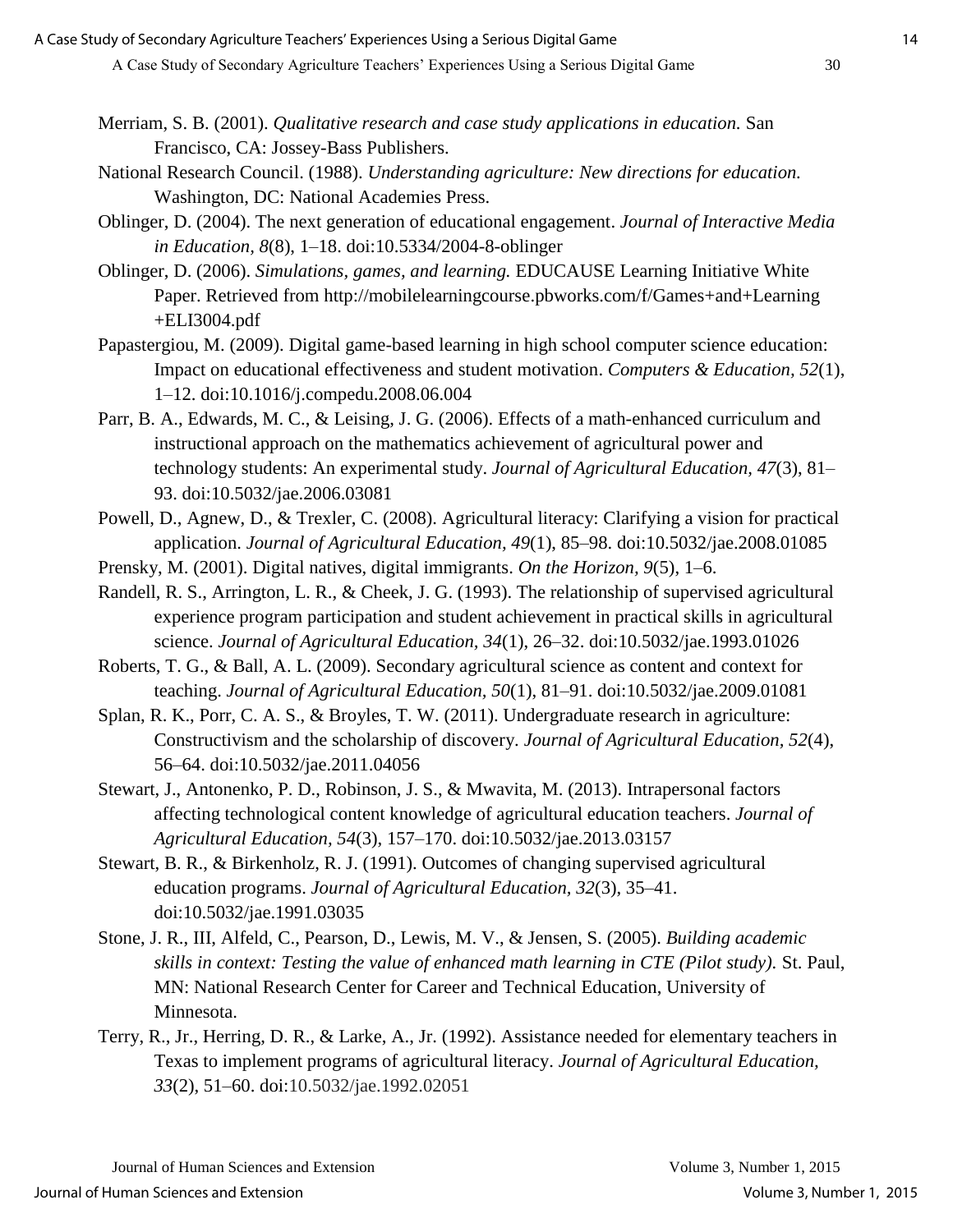Merriam, S. B. (2001). *Qualitative research and case study applications in education.* San Francisco, CA: Jossey-Bass Publishers.

National Research Council. (1988). *Understanding agriculture: New directions for education.* Washington, DC: National Academies Press.

Oblinger, D. (2004). The next generation of educational engagement. *Journal of Interactive Media in Education, 8*(8), 1–18. doi:10.5334/2004-8-oblinger

Oblinger, D. (2006). *Simulations, games, and learning.* EDUCAUSE Learning Initiative White Paper. Retrieved from http://mobilelearningcourse.pbworks.com/f/Games+and+Learning +ELI3004.pdf

Papastergiou, M. (2009). Digital game-based learning in high school computer science education: Impact on educational effectiveness and student motivation. *Computers & Education, 52*(1), 1–12. doi:10.1016/j.compedu.2008.06.004

Parr, B. A., Edwards, M. C., & Leising, J. G. (2006). Effects of a math-enhanced curriculum and instructional approach on the mathematics achievement of agricultural power and technology students: An experimental study. *Journal of Agricultural Education, 47*(3), 81–93. doi:10.5032/jae.2006.03081

Powell, D., Agnew, D., & Trexler, C. (2008). Agricultural literacy: Clarifying a vision for practical application. *Journal of Agricultural Education, 49*(1), 85–98. doi:10.5032/jae.2008.01085

Prensky, M. (2001). Digital natives, digital immigrants. *On the Horizon, 9*(5), 1–6.

Randell, R. S., Arrington, L. R., & Cheek, J. G. (1993). The relationship of supervised agricultural experience program participation and student achievement in practical skills in agricultural science. *Journal of Agricultural Education, 34*(1), 26–32. doi:10.5032/jae.1993.01026

Roberts, T. G., & Ball, A. L. (2009). Secondary agricultural science as content and context for teaching. *Journal of Agricultural Education, 50*(1), 81–91. doi:10.5032/jae.2009.01081

Splan, R. K., Porr, C. A. S., & Broyles, T. W. (2011). Undergraduate research in agriculture: Constructivism and the scholarship of discovery. *Journal of Agricultural Education, 52*(4), 56–64. doi:10.5032/jae.2011.04056

Stewart, J., Antonenko, P. D., Robinson, J. S., & Mwavita, M. (2013). Intrapersonal factors affecting technological content knowledge of agricultural education teachers. *Journal of Agricultural Education, 54*(3), 157–170. doi:10.5032/jae.2013.03157

Stewart, B. R., & Birkenholz, R. J. (1991). Outcomes of changing supervised agricultural education programs. *Journal of Agricultural Education, 32*(3), 35–41. doi:10.5032/jae.1991.03035

Stone, J. R., III, Alfeld, C., Pearson, D., Lewis, M. V., & Jensen, S. (2005). *Building academic skills in context: Testing the value of enhanced math learning in CTE (Pilot study).* St. Paul, MN: National Research Center for Career and Technical Education, University of Minnesota.

Terry, R., Jr., Herring, D. R., & Larke, A., Jr. (1992). Assistance needed for elementary teachers in Texas to implement programs of agricultural literacy. *Journal of Agricultural Education, 33*(2), 51–60. doi:10.5032/jae.1992.02051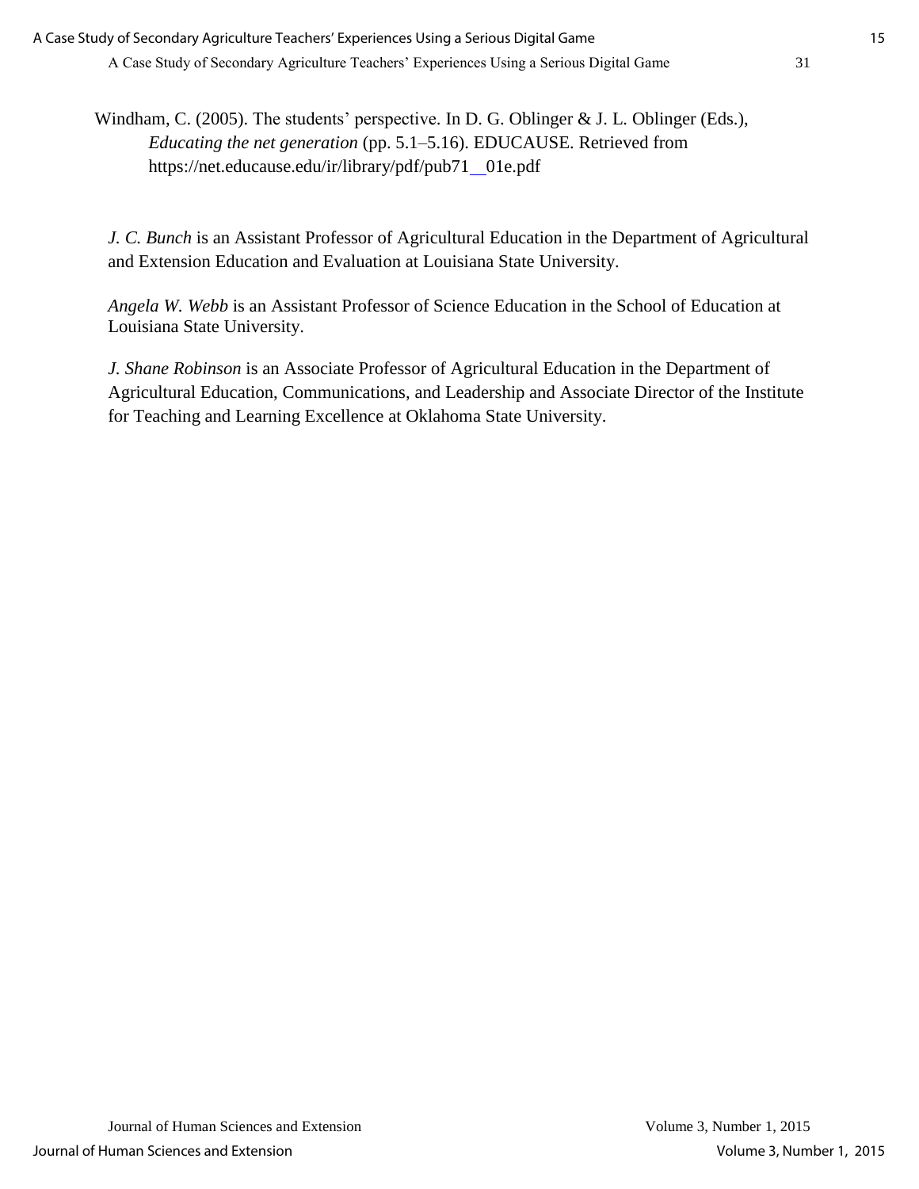Windham, C. (2005). The students' perspective. In D. G. Oblinger & J. L. Oblinger (Eds.), *Educating the net generation* (pp. 5.1–5.16). EDUCAUSE. Retrieved from https://net.educause.edu/ir/library/pdf/pub71__01e.pdf

*J. C. Bunch* is an Assistant Professor of Agricultural Education in the Department of Agricultural and Extension Education and Evaluation at Louisiana State University.

*Angela W. Webb* is an Assistant Professor of Science Education in the School of Education at Louisiana State University.

*J. Shane Robinson* is an Associate Professor of Agricultural Education in the Department of Agricultural Education, Communications, and Leadership and Associate Director of the Institute for Teaching and Learning Excellence at Oklahoma State University.